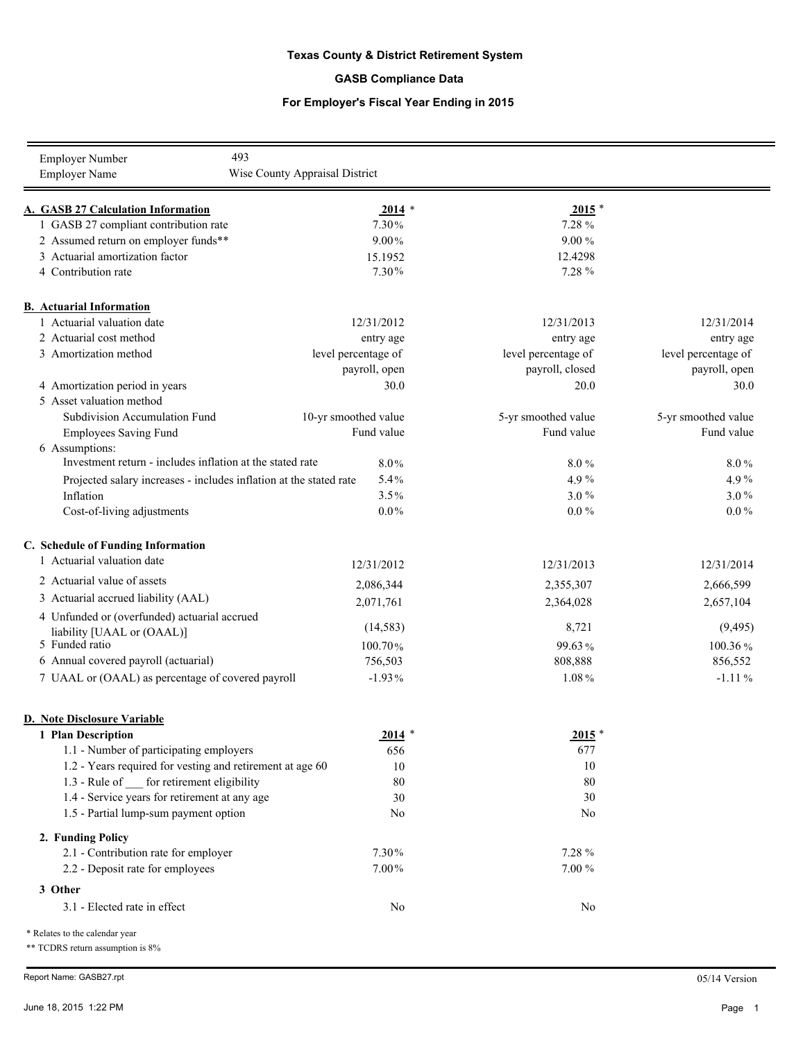**Texas County & District Retirement System**

**GASB Compliance Data**

**For Employer's Fiscal Year Ending in 2015**

| | |
|---|---|
| Employer Number | 493 |
| Employer Name | Wise County Appraisal District |

| **A. GASB 27 Calculation Information** | **2014** * | **2015** * | |
|---|---|---|---|
| 1 GASB 27 compliant contribution rate | 7.30% | 7.28 % | |
| 2 Assumed return on employer funds** | 9.00% | 9.00 % | |
| 3 Actuarial amortization factor | 15.1952 | 12.4298 | |
| 4 Contribution rate | 7.30% | 7.28 % | |

| **B. Actuarial Information** | | | |
|---|---|---|---|
| 1 Actuarial valuation date | 12/31/2012 | 12/31/2013 | 12/31/2014 |
| 2 Actuarial cost method | entry age | entry age | entry age |
| 3 Amortization method | level percentage of payroll, open | level percentage of payroll, closed | level percentage of payroll, open |
| 4 Amortization period in years | 30.0 | 20.0 | 30.0 |
| 5 Asset valuation method | | | |
| Subdivision Accumulation Fund | 10-yr smoothed value | 5-yr smoothed value | 5-yr smoothed value |
| Employees Saving Fund | Fund value | Fund value | Fund value |
| 6 Assumptions: | | | |
| Investment return - includes inflation at the stated rate | 8.0% | 8.0 % | 8.0 % |
| Projected salary increases - includes inflation at the stated rate | 5.4% | 4.9 % | 4.9 % |
| Inflation | 3.5% | 3.0 % | 3.0 % |
| Cost-of-living adjustments | 0.0% | 0.0 % | 0.0 % |

| **C. Schedule of Funding Information** | | | |
|---|---|---|---|
| 1 Actuarial valuation date | 12/31/2012 | 12/31/2013 | 12/31/2014 |
| 2 Actuarial value of assets | 2,086,344 | 2,355,307 | 2,666,599 |
| 3 Actuarial accrued liability (AAL) | 2,071,761 | 2,364,028 | 2,657,104 |
| 4 Unfunded or (overfunded) actuarial accrued liability [UAAL or (OAAL)] | (14,583) | 8,721 | (9,495) |
| 5 Funded ratio | 100.70% | 99.63 % | 100.36 % |
| 6 Annual covered payroll (actuarial) | 756,503 | 808,888 | 856,552 |
| 7 UAAL or (OAAL) as percentage of covered payroll | -1.93% | 1.08 % | -1.11 % |

| **D. Note Disclosure Variable** | | |
|---|---|---|
| **1 Plan Description** | **2014** * | **2015** * |
| 1.1 - Number of participating employers | 656 | 677 |
| 1.2 - Years required for vesting and retirement at age 60 | 10 | 10 |
| 1.3 - Rule of ___ for retirement eligibility | 80 | 80 |
| 1.4 - Service years for retirement at any age | 30 | 30 |
| 1.5 - Partial lump-sum payment option | No | No |
| **2. Funding Policy** | | |
| 2.1 - Contribution rate for employer | 7.30% | 7.28 % |
| 2.2 - Deposit rate for employees | 7.00% | 7.00 % |
| **3 Other** | | |
| 3.1 - Elected rate in effect | No | No |

* Relates to the calendar year

** TCDRS return assumption is 8%

Report Name: GASB27.rpt — 05/14 Version

June 18, 2015 1:22 PM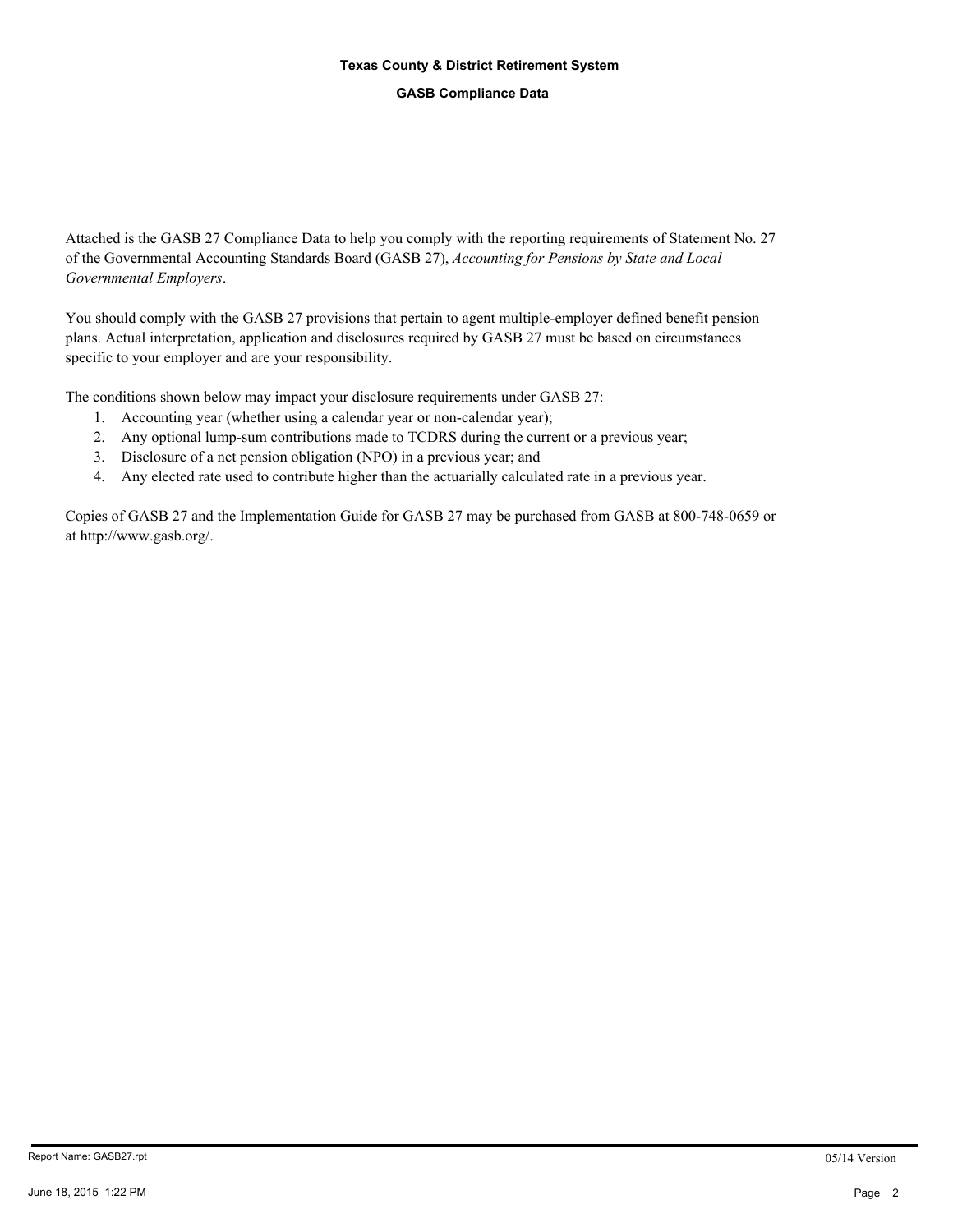**Texas County & District Retirement System**

**GASB Compliance Data**

Attached is the GASB 27 Compliance Data to help you comply with the reporting requirements of Statement No. 27 of the Governmental Accounting Standards Board (GASB 27), *Accounting for Pensions by State and Local Governmental Employers*.

You should comply with the GASB 27 provisions that pertain to agent multiple-employer defined benefit pension plans. Actual interpretation, application and disclosures required by GASB 27 must be based on circumstances specific to your employer and are your responsibility.

The conditions shown below may impact your disclosure requirements under GASB 27:

1. Accounting year (whether using a calendar year or non-calendar year);
2. Any optional lump-sum contributions made to TCDRS during the current or a previous year;
3. Disclosure of a net pension obligation (NPO) in a previous year; and
4. Any elected rate used to contribute higher than the actuarially calculated rate in a previous year.

Copies of GASB 27 and the Implementation Guide for GASB 27 may be purchased from GASB at 800-748-0659 or at http://www.gasb.org/.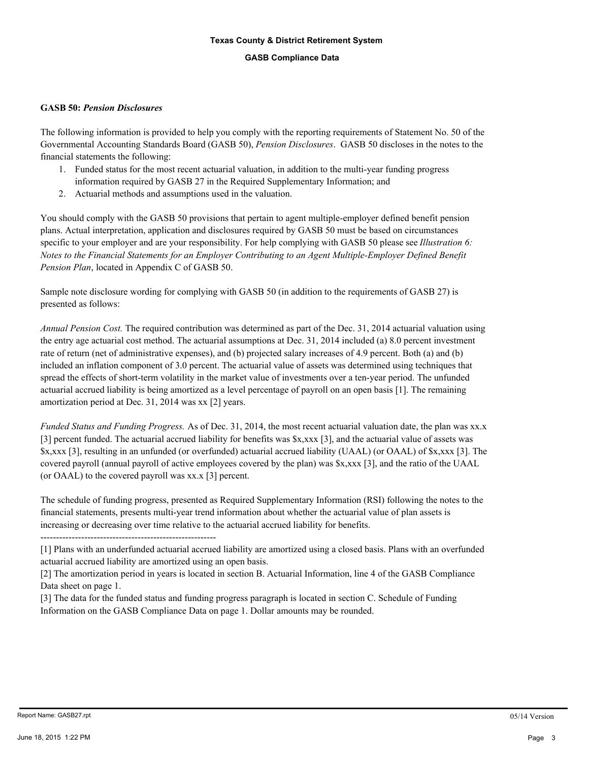**Texas County & District Retirement System**

**GASB Compliance Data**

**GASB 50:** ***Pension Disclosures***

The following information is provided to help you comply with the reporting requirements of Statement No. 50 of the Governmental Accounting Standards Board (GASB 50), *Pension Disclosures*. GASB 50 discloses in the notes to the financial statements the following:

1. Funded status for the most recent actuarial valuation, in addition to the multi-year funding progress information required by GASB 27 in the Required Supplementary Information; and
2. Actuarial methods and assumptions used in the valuation.

You should comply with the GASB 50 provisions that pertain to agent multiple-employer defined benefit pension plans. Actual interpretation, application and disclosures required by GASB 50 must be based on circumstances specific to your employer and are your responsibility. For help complying with GASB 50 please see *Illustration 6: Notes to the Financial Statements for an Employer Contributing to an Agent Multiple-Employer Defined Benefit Pension Plan*, located in Appendix C of GASB 50.

Sample note disclosure wording for complying with GASB 50 (in addition to the requirements of GASB 27) is presented as follows:

*Annual Pension Cost.* The required contribution was determined as part of the Dec. 31, 2014 actuarial valuation using the entry age actuarial cost method. The actuarial assumptions at Dec. 31, 2014 included (a) 8.0 percent investment rate of return (net of administrative expenses), and (b) projected salary increases of 4.9 percent. Both (a) and (b) included an inflation component of 3.0 percent. The actuarial value of assets was determined using techniques that spread the effects of short-term volatility in the market value of investments over a ten-year period. The unfunded actuarial accrued liability is being amortized as a level percentage of payroll on an open basis [1]. The remaining amortization period at Dec. 31, 2014 was xx [2] years.

*Funded Status and Funding Progress.* As of Dec. 31, 2014, the most recent actuarial valuation date, the plan was xx.x [3] percent funded. The actuarial accrued liability for benefits was $x,xxx [3], and the actuarial value of assets was $x,xxx [3], resulting in an unfunded (or overfunded) actuarial accrued liability (UAAL) (or OAAL) of $x,xxx [3]. The covered payroll (annual payroll of active employees covered by the plan) was $x,xxx [3], and the ratio of the UAAL (or OAAL) to the covered payroll was xx.x [3] percent.

The schedule of funding progress, presented as Required Supplementary Information (RSI) following the notes to the financial statements, presents multi-year trend information about whether the actuarial value of plan assets is increasing or decreasing over time relative to the actuarial accrued liability for benefits.

--------------------------------------------------------

[1] Plans with an underfunded actuarial accrued liability are amortized using a closed basis. Plans with an overfunded actuarial accrued liability are amortized using an open basis.

[2] The amortization period in years is located in section B. Actuarial Information, line 4 of the GASB Compliance Data sheet on page 1.

[3] The data for the funded status and funding progress paragraph is located in section C. Schedule of Funding Information on the GASB Compliance Data on page 1. Dollar amounts may be rounded.